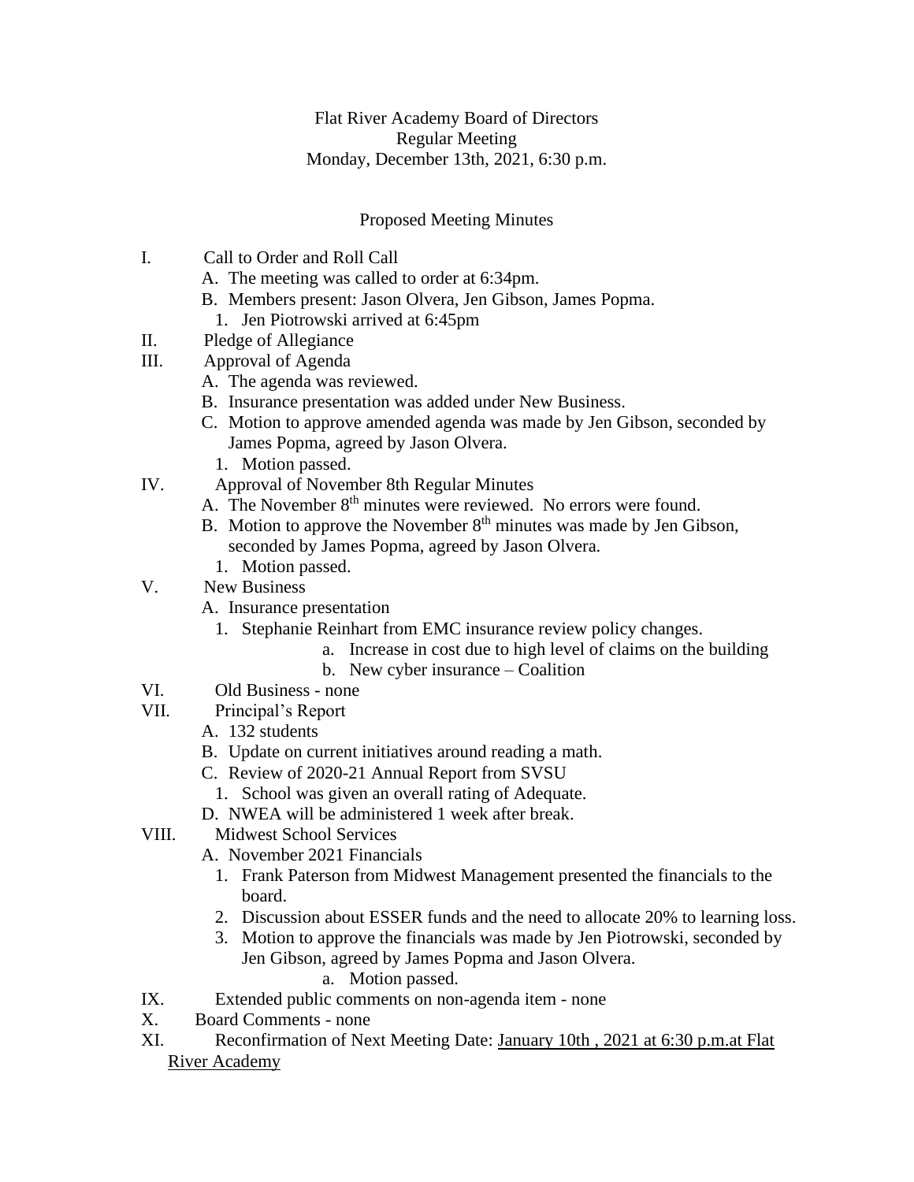Flat River Academy Board of Directors
Regular Meeting
Monday, December 13th, 2021, 6:30 p.m.

Proposed Meeting Minutes

I. Call to Order and Roll Call
   A. The meeting was called to order at 6:34pm.
   B. Members present: Jason Olvera, Jen Gibson, James Popma.
      1. Jen Piotrowski arrived at 6:45pm
II. Pledge of Allegiance
III. Approval of Agenda
   A. The agenda was reviewed.
   B. Insurance presentation was added under New Business.
   C. Motion to approve amended agenda was made by Jen Gibson, seconded by James Popma, agreed by Jason Olvera.
      1. Motion passed.
IV. Approval of November 8th Regular Minutes
   A. The November 8th minutes were reviewed. No errors were found.
   B. Motion to approve the November 8th minutes was made by Jen Gibson, seconded by James Popma, agreed by Jason Olvera.
      1. Motion passed.
V. New Business
   A. Insurance presentation
      1. Stephanie Reinhart from EMC insurance review policy changes.
         a. Increase in cost due to high level of claims on the building
         b. New cyber insurance – Coalition
VI. Old Business - none
VII. Principal's Report
   A. 132 students
   B. Update on current initiatives around reading a math.
   C. Review of 2020-21 Annual Report from SVSU
      1. School was given an overall rating of Adequate.
   D. NWEA will be administered 1 week after break.
VIII. Midwest School Services
   A. November 2021 Financials
      1. Frank Paterson from Midwest Management presented the financials to the board.
      2. Discussion about ESSER funds and the need to allocate 20% to learning loss.
      3. Motion to approve the financials was made by Jen Piotrowski, seconded by Jen Gibson, agreed by James Popma and Jason Olvera.
         a. Motion passed.
IX. Extended public comments on non-agenda item - none
X. Board Comments - none
XI. Reconfirmation of Next Meeting Date: <u>January 10th , 2021 at 6:30 p.m.at Flat River Academy</u>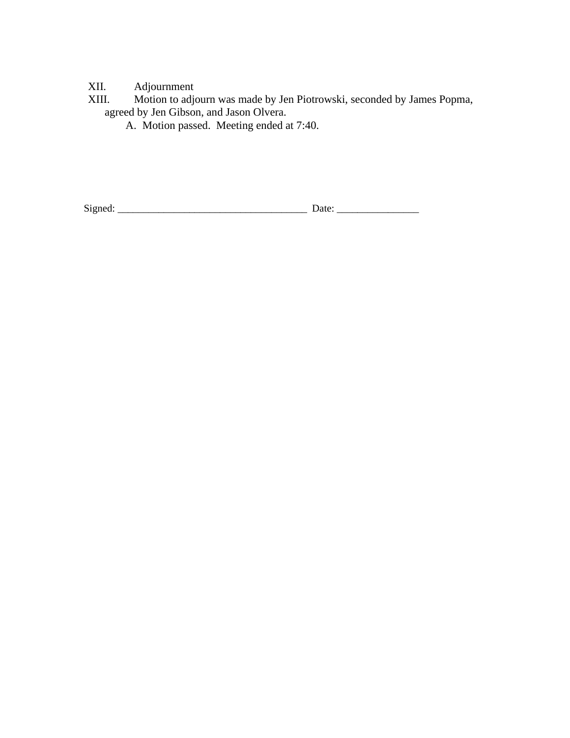XII. Adjournment

XIII. Motion to adjourn was made by Jen Piotrowski, seconded by James Popma, agreed by Jen Gibson, and Jason Olvera.

   A. Motion passed. Meeting ended at 7:40.

Signed: _____________________________________ Date: ________________